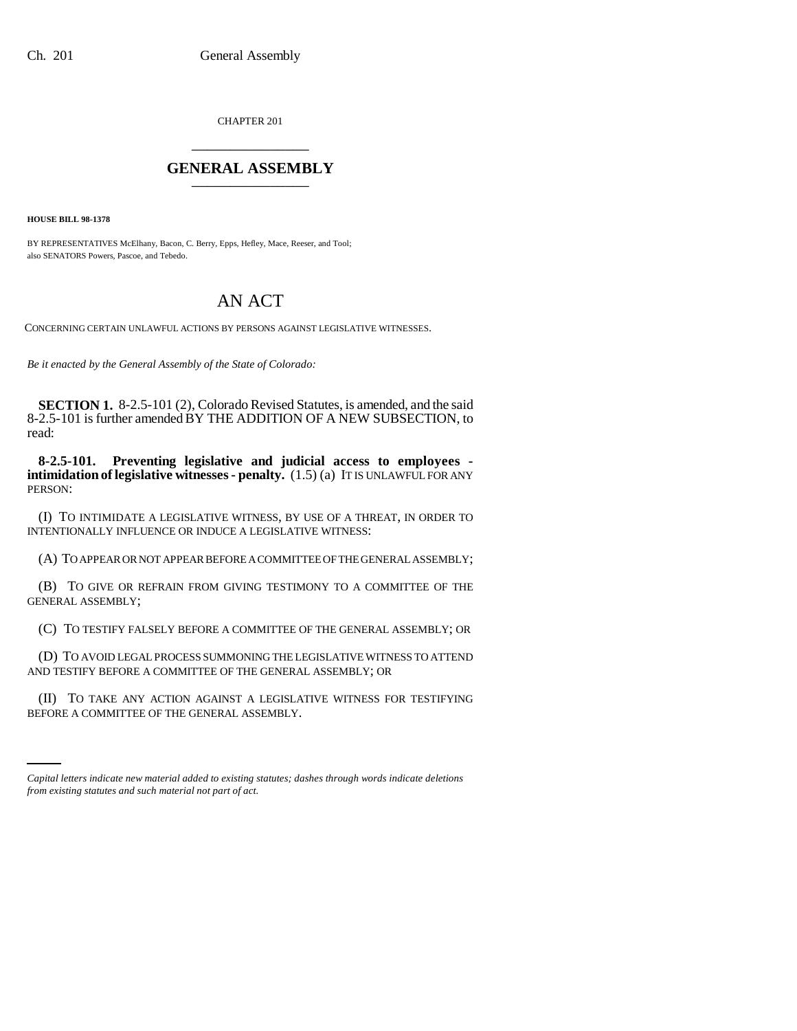CHAPTER 201

# GENERAL ASSEMBLY

**HOUSE BILL 98-1378**

BY REPRESENTATIVES McElhany, Bacon, C. Berry, Epps, Hefley, Mace, Reeser, and Tool;
also SENATORS Powers, Pascoe, and Tebedo.

# AN ACT

CONCERNING CERTAIN UNLAWFUL ACTIONS BY PERSONS AGAINST LEGISLATIVE WITNESSES.

*Be it enacted by the General Assembly of the State of Colorado:*

**SECTION 1.** 8-2.5-101 (2), Colorado Revised Statutes, is amended, and the said 8-2.5-101 is further amended BY THE ADDITION OF A NEW SUBSECTION, to read:

**8-2.5-101. Preventing legislative and judicial access to employees - intimidation of legislative witnesses - penalty.** (1.5) (a) IT IS UNLAWFUL FOR ANY PERSON:

(I) TO INTIMIDATE A LEGISLATIVE WITNESS, BY USE OF A THREAT, IN ORDER TO INTENTIONALLY INFLUENCE OR INDUCE A LEGISLATIVE WITNESS:

(A) TO APPEAR OR NOT APPEAR BEFORE A COMMITTEE OF THE GENERAL ASSEMBLY;

(B) TO GIVE OR REFRAIN FROM GIVING TESTIMONY TO A COMMITTEE OF THE GENERAL ASSEMBLY;

(C) TO TESTIFY FALSELY BEFORE A COMMITTEE OF THE GENERAL ASSEMBLY; OR

(D) TO AVOID LEGAL PROCESS SUMMONING THE LEGISLATIVE WITNESS TO ATTEND AND TESTIFY BEFORE A COMMITTEE OF THE GENERAL ASSEMBLY; OR

(II) TO TAKE ANY ACTION AGAINST A LEGISLATIVE WITNESS FOR TESTIFYING BEFORE A COMMITTEE OF THE GENERAL ASSEMBLY.

*Capital letters indicate new material added to existing statutes; dashes through words indicate deletions from existing statutes and such material not part of act.*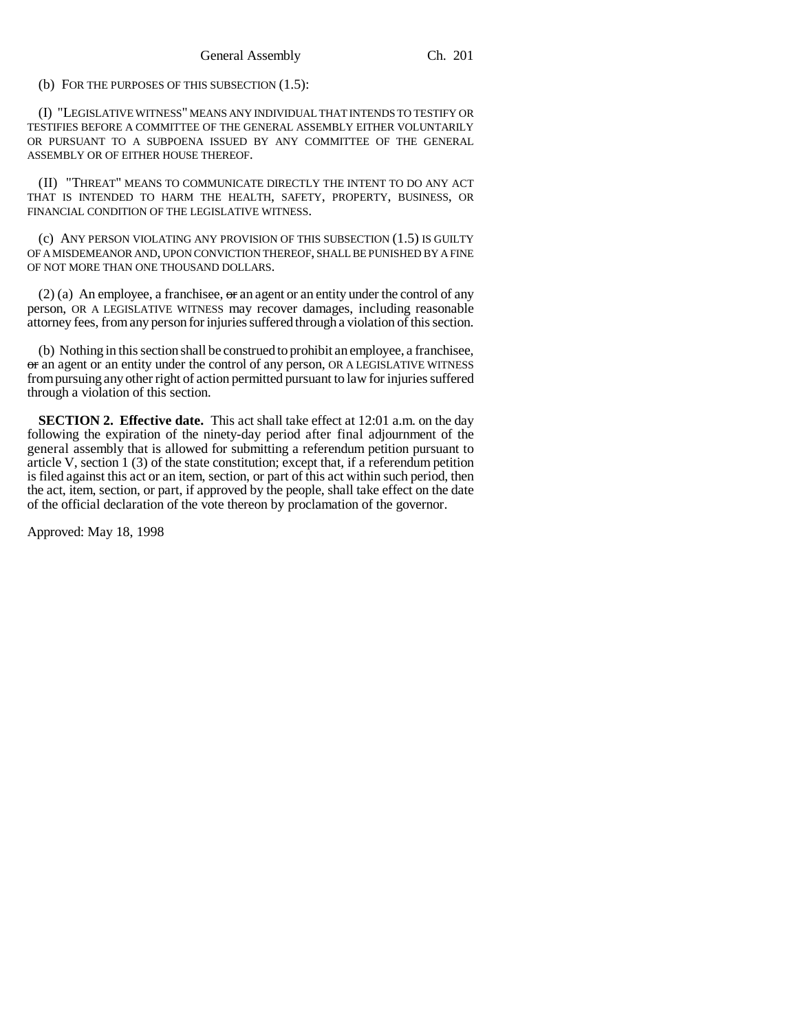(b) FOR THE PURPOSES OF THIS SUBSECTION (1.5):

(I) "LEGISLATIVE WITNESS" MEANS ANY INDIVIDUAL THAT INTENDS TO TESTIFY OR TESTIFIES BEFORE A COMMITTEE OF THE GENERAL ASSEMBLY EITHER VOLUNTARILY OR PURSUANT TO A SUBPOENA ISSUED BY ANY COMMITTEE OF THE GENERAL ASSEMBLY OR OF EITHER HOUSE THEREOF.

(II) "THREAT" MEANS TO COMMUNICATE DIRECTLY THE INTENT TO DO ANY ACT THAT IS INTENDED TO HARM THE HEALTH, SAFETY, PROPERTY, BUSINESS, OR FINANCIAL CONDITION OF THE LEGISLATIVE WITNESS.

(c) ANY PERSON VIOLATING ANY PROVISION OF THIS SUBSECTION (1.5) IS GUILTY OF A MISDEMEANOR AND, UPON CONVICTION THEREOF, SHALL BE PUNISHED BY A FINE OF NOT MORE THAN ONE THOUSAND DOLLARS.

(2) (a) An employee, a franchisee, ~~or~~ an agent or an entity under the control of any person, OR A LEGISLATIVE WITNESS may recover damages, including reasonable attorney fees, from any person for injuries suffered through a violation of this section.

(b) Nothing in this section shall be construed to prohibit an employee, a franchisee, ~~or~~ an agent or an entity under the control of any person, OR A LEGISLATIVE WITNESS from pursuing any other right of action permitted pursuant to law for injuries suffered through a violation of this section.

**SECTION 2. Effective date.** This act shall take effect at 12:01 a.m. on the day following the expiration of the ninety-day period after final adjournment of the general assembly that is allowed for submitting a referendum petition pursuant to article V, section 1 (3) of the state constitution; except that, if a referendum petition is filed against this act or an item, section, or part of this act within such period, then the act, item, section, or part, if approved by the people, shall take effect on the date of the official declaration of the vote thereon by proclamation of the governor.

Approved: May 18, 1998